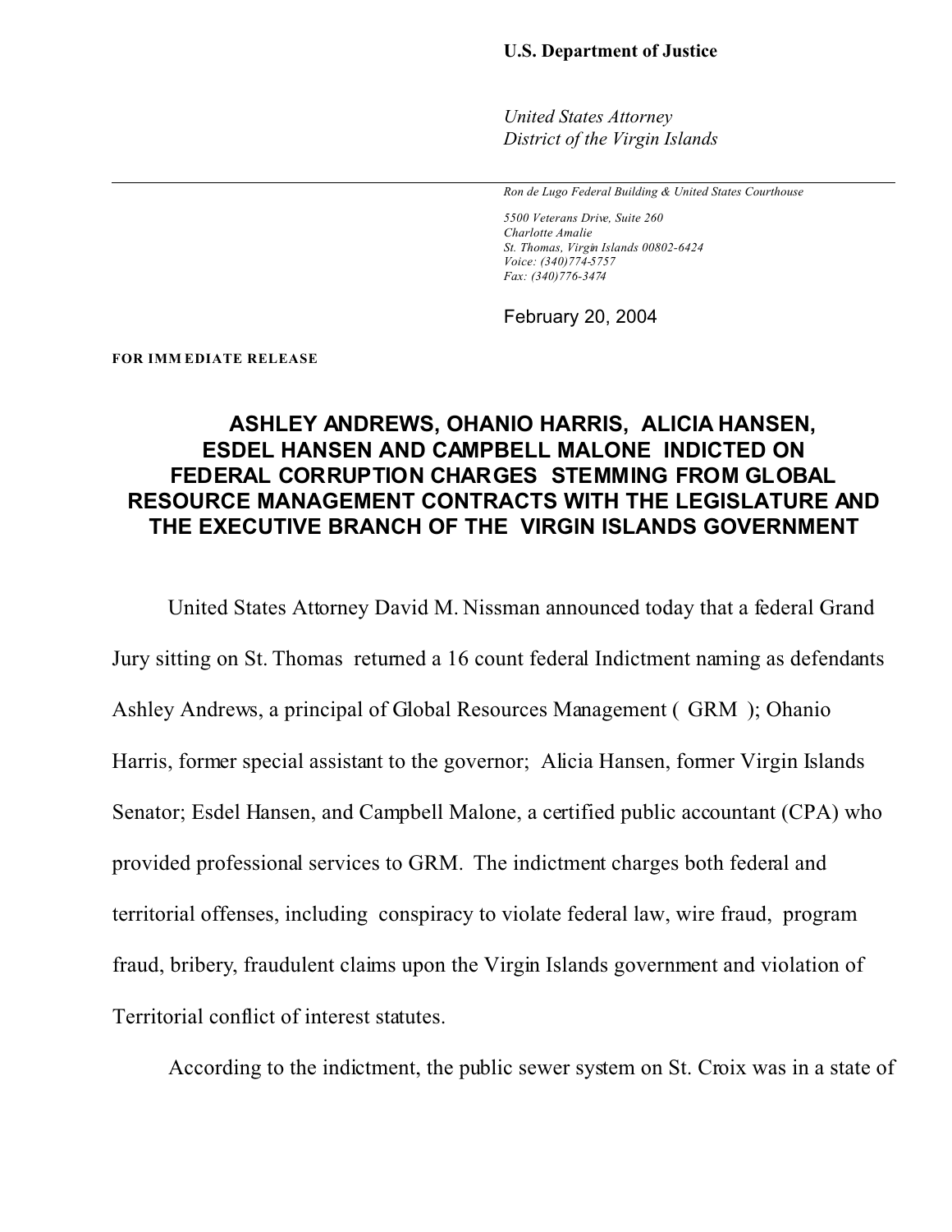**U.S. Department of Justice**

*United States Attorney*
*District of the Virgin Islands*

---

*Ron de Lugo Federal Building & United States Courthouse*

*5500 Veterans Drive, Suite 260*
*Charlotte Amalie*
*St. Thomas, Virgin Islands 00802-6424*
*Voice: (340)774-5757*
*Fax: (340)776-3474*

February 20, 2004

**FOR IMMEDIATE RELEASE**

## ASHLEY ANDREWS, OHANIO HARRIS, ALICIA HANSEN, ESDEL HANSEN AND CAMPBELL MALONE INDICTED ON FEDERAL CORRUPTION CHARGES STEMMING FROM GLOBAL RESOURCE MANAGEMENT CONTRACTS WITH THE LEGISLATURE AND THE EXECUTIVE BRANCH OF THE VIRGIN ISLANDS GOVERNMENT

United States Attorney David M. Nissman announced today that a federal Grand Jury sitting on St. Thomas returned a 16 count federal Indictment naming as defendants Ashley Andrews, a principal of Global Resources Management ( GRM ); Ohanio Harris, former special assistant to the governor; Alicia Hansen, former Virgin Islands Senator; Esdel Hansen, and Campbell Malone, a certified public accountant (CPA) who provided professional services to GRM. The indictment charges both federal and territorial offenses, including conspiracy to violate federal law, wire fraud, program fraud, bribery, fraudulent claims upon the Virgin Islands government and violation of Territorial conflict of interest statutes.

According to the indictment, the public sewer system on St. Croix was in a state of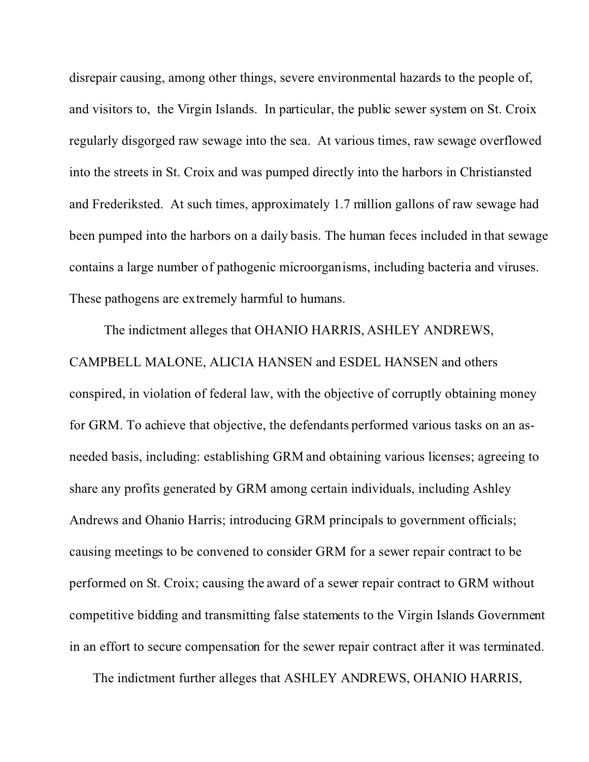disrepair causing, among other things, severe environmental hazards to the people of, and visitors to, the Virgin Islands. In particular, the public sewer system on St. Croix regularly disgorged raw sewage into the sea. At various times, raw sewage overflowed into the streets in St. Croix and was pumped directly into the harbors in Christiansted and Frederiksted. At such times, approximately 1.7 million gallons of raw sewage had been pumped into the harbors on a daily basis. The human feces included in that sewage contains a large number of pathogenic microorganisms, including bacteria and viruses. These pathogens are extremely harmful to humans.

The indictment alleges that OHANIO HARRIS, ASHLEY ANDREWS, CAMPBELL MALONE, ALICIA HANSEN and ESDEL HANSEN and others conspired, in violation of federal law, with the objective of corruptly obtaining money for GRM. To achieve that objective, the defendants performed various tasks on an as-needed basis, including: establishing GRM and obtaining various licenses; agreeing to share any profits generated by GRM among certain individuals, including Ashley Andrews and Ohanio Harris; introducing GRM principals to government officials; causing meetings to be convened to consider GRM for a sewer repair contract to be performed on St. Croix; causing the award of a sewer repair contract to GRM without competitive bidding and transmitting false statements to the Virgin Islands Government in an effort to secure compensation for the sewer repair contract after it was terminated.

The indictment further alleges that ASHLEY ANDREWS, OHANIO HARRIS,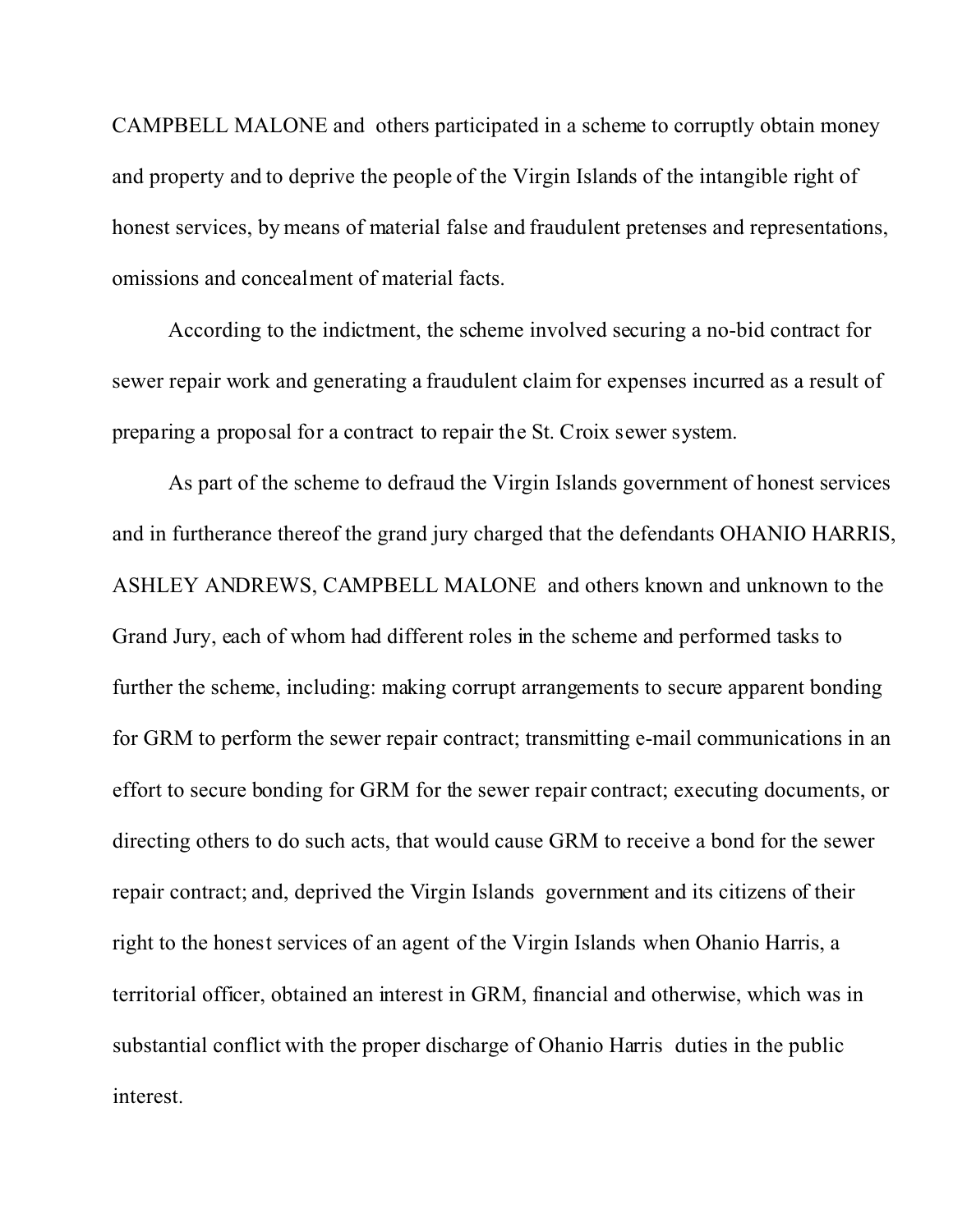CAMPBELL MALONE and others participated in a scheme to corruptly obtain money and property and to deprive the people of the Virgin Islands of the intangible right of honest services, by means of material false and fraudulent pretenses and representations, omissions and concealment of material facts.

According to the indictment, the scheme involved securing a no-bid contract for sewer repair work and generating a fraudulent claim for expenses incurred as a result of preparing a proposal for a contract to repair the St. Croix sewer system.

As part of the scheme to defraud the Virgin Islands government of honest services and in furtherance thereof the grand jury charged that the defendants OHANIO HARRIS, ASHLEY ANDREWS, CAMPBELL MALONE and others known and unknown to the Grand Jury, each of whom had different roles in the scheme and performed tasks to further the scheme, including: making corrupt arrangements to secure apparent bonding for GRM to perform the sewer repair contract; transmitting e-mail communications in an effort to secure bonding for GRM for the sewer repair contract; executing documents, or directing others to do such acts, that would cause GRM to receive a bond for the sewer repair contract; and, deprived the Virgin Islands government and its citizens of their right to the honest services of an agent of the Virgin Islands when Ohanio Harris, a territorial officer, obtained an interest in GRM, financial and otherwise, which was in substantial conflict with the proper discharge of Ohanio Harris duties in the public interest.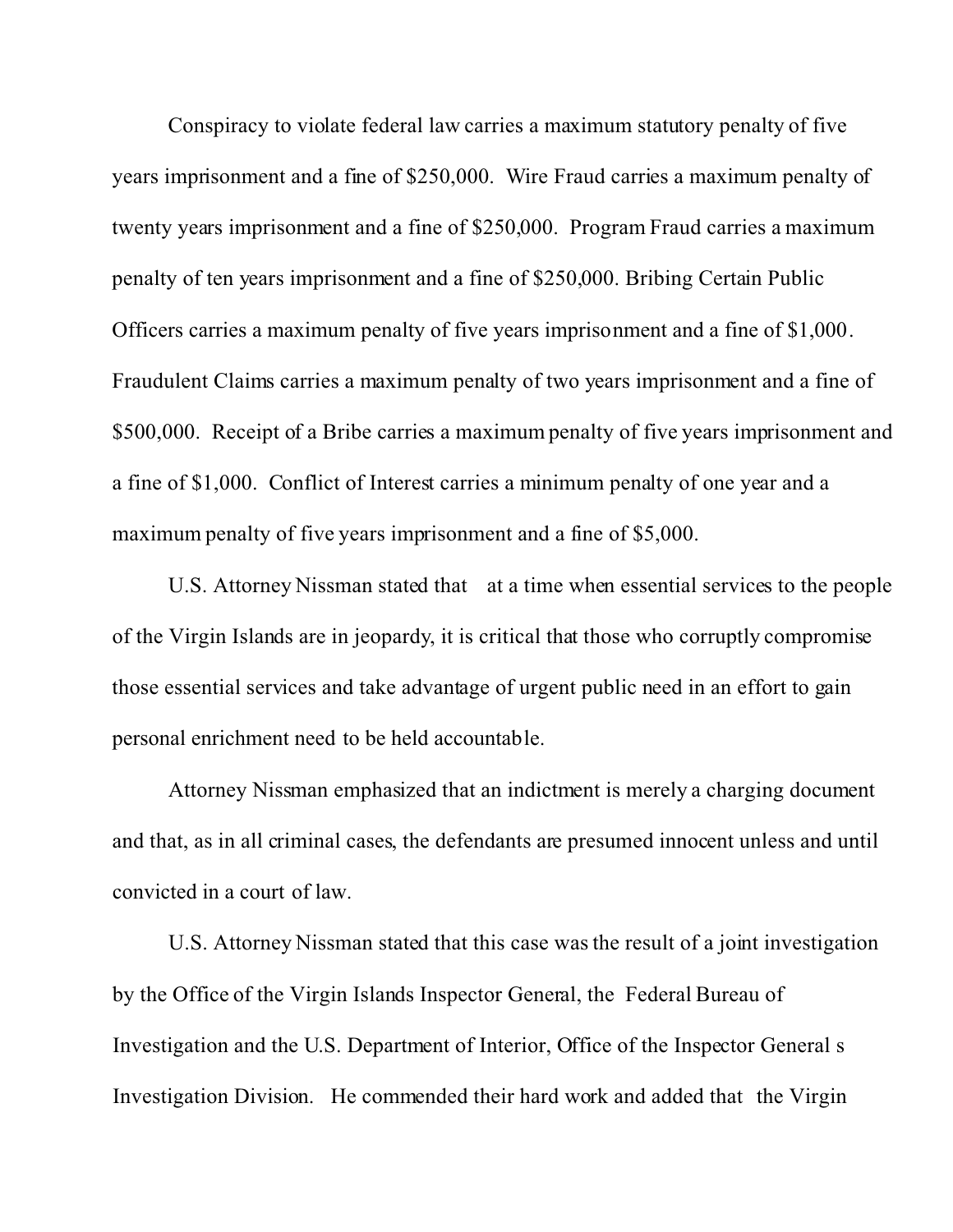Conspiracy to violate federal law carries a maximum statutory penalty of five years imprisonment and a fine of $250,000. Wire Fraud carries a maximum penalty of twenty years imprisonment and a fine of $250,000. Program Fraud carries a maximum penalty of ten years imprisonment and a fine of $250,000. Bribing Certain Public Officers carries a maximum penalty of five years imprisonment and a fine of $1,000. Fraudulent Claims carries a maximum penalty of two years imprisonment and a fine of $500,000. Receipt of a Bribe carries a maximum penalty of five years imprisonment and a fine of $1,000. Conflict of Interest carries a minimum penalty of one year and a maximum penalty of five years imprisonment and a fine of $5,000.

U.S. Attorney Nissman stated that at a time when essential services to the people of the Virgin Islands are in jeopardy, it is critical that those who corruptly compromise those essential services and take advantage of urgent public need in an effort to gain personal enrichment need to be held accountable.

Attorney Nissman emphasized that an indictment is merely a charging document and that, as in all criminal cases, the defendants are presumed innocent unless and until convicted in a court of law.

U.S. Attorney Nissman stated that this case was the result of a joint investigation by the Office of the Virgin Islands Inspector General, the Federal Bureau of Investigation and the U.S. Department of Interior, Office of the Inspector General s Investigation Division. He commended their hard work and added that the Virgin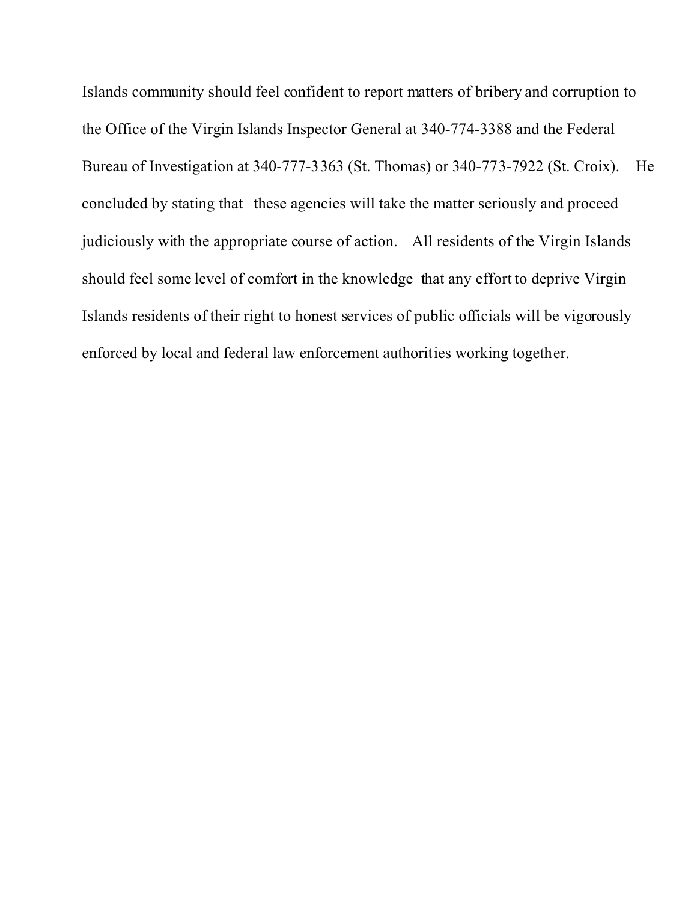Islands community should feel confident to report matters of bribery and corruption to the Office of the Virgin Islands Inspector General at 340-774-3388 and the Federal Bureau of Investigation at 340-777-3363 (St. Thomas) or 340-773-7922 (St. Croix). He concluded by stating that these agencies will take the matter seriously and proceed judiciously with the appropriate course of action. All residents of the Virgin Islands should feel some level of comfort in the knowledge that any effort to deprive Virgin Islands residents of their right to honest services of public officials will be vigorously enforced by local and federal law enforcement authorities working together.